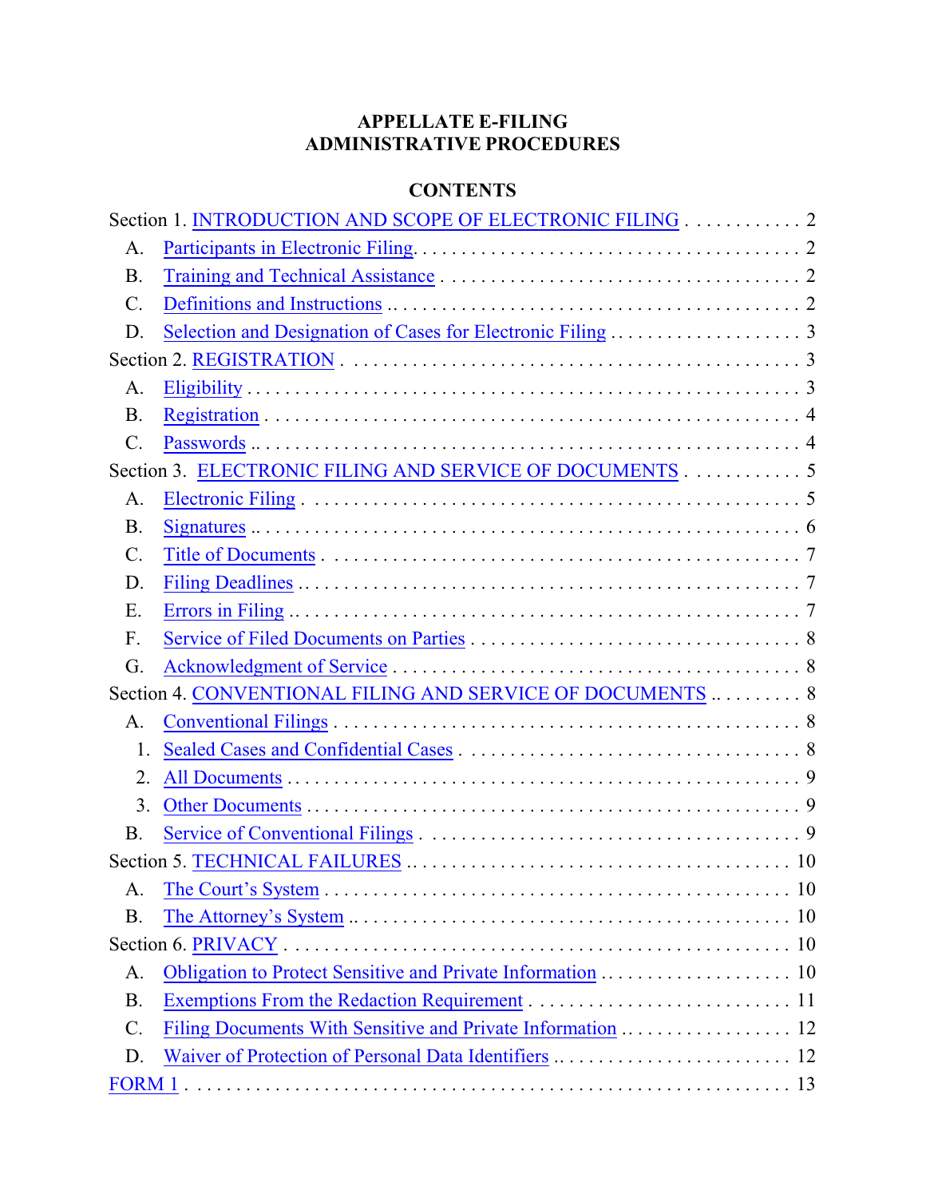# APPELLATE E-FILING
# ADMINISTRATIVE PROCEDURES

## CONTENTS

Section 1. INTRODUCTION AND SCOPE OF ELECTRONIC FILING . . . . . . . . . . . . 2
- A. Participants in Electronic Filing . . . . . . . . . . . . . . . . . . . . . . . . . . . . . . . . . . . . . . 2
- B. Training and Technical Assistance . . . . . . . . . . . . . . . . . . . . . . . . . . . . . . . . . . . 2
- C. Definitions and Instructions . . . . . . . . . . . . . . . . . . . . . . . . . . . . . . . . . . . . . . . . 2
- D. Selection and Designation of Cases for Electronic Filing . . . . . . . . . . . . . . . . . . . . 3

Section 2. REGISTRATION . . . . . . . . . . . . . . . . . . . . . . . . . . . . . . . . . . . . . . . . . . . 3
- A. Eligibility . . . . . . . . . . . . . . . . . . . . . . . . . . . . . . . . . . . . . . . . . . . . . . . . . . . . 3
- B. Registration . . . . . . . . . . . . . . . . . . . . . . . . . . . . . . . . . . . . . . . . . . . . . . . . . . 4
- C. Passwords . . . . . . . . . . . . . . . . . . . . . . . . . . . . . . . . . . . . . . . . . . . . . . . . . . . 4

Section 3. ELECTRONIC FILING AND SERVICE OF DOCUMENTS . . . . . . . . . . . . 5
- A. Electronic Filing . . . . . . . . . . . . . . . . . . . . . . . . . . . . . . . . . . . . . . . . . . . . . . . 5
- B. Signatures . . . . . . . . . . . . . . . . . . . . . . . . . . . . . . . . . . . . . . . . . . . . . . . . . . . 6
- C. Title of Documents . . . . . . . . . . . . . . . . . . . . . . . . . . . . . . . . . . . . . . . . . . . . . 7
- D. Filing Deadlines . . . . . . . . . . . . . . . . . . . . . . . . . . . . . . . . . . . . . . . . . . . . . . . 7
- E. Errors in Filing . . . . . . . . . . . . . . . . . . . . . . . . . . . . . . . . . . . . . . . . . . . . . . . . 7
- F. Service of Filed Documents on Parties . . . . . . . . . . . . . . . . . . . . . . . . . . . . . . . . 8
- G. Acknowledgment of Service . . . . . . . . . . . . . . . . . . . . . . . . . . . . . . . . . . . . . . . 8

Section 4. CONVENTIONAL FILING AND SERVICE OF DOCUMENTS . . . . . . . . . . 8
- A. Conventional Filings . . . . . . . . . . . . . . . . . . . . . . . . . . . . . . . . . . . . . . . . . . . . 8
  1. Sealed Cases and Confidential Cases . . . . . . . . . . . . . . . . . . . . . . . . . . . . . . . 8
  2. All Documents . . . . . . . . . . . . . . . . . . . . . . . . . . . . . . . . . . . . . . . . . . . . . . . 9
  3. Other Documents . . . . . . . . . . . . . . . . . . . . . . . . . . . . . . . . . . . . . . . . . . . . . 9
- B. Service of Conventional Filings . . . . . . . . . . . . . . . . . . . . . . . . . . . . . . . . . . . . . 9

Section 5. TECHNICAL FAILURES . . . . . . . . . . . . . . . . . . . . . . . . . . . . . . . . . . . . . 10
- A. The Court's System . . . . . . . . . . . . . . . . . . . . . . . . . . . . . . . . . . . . . . . . . . . . 10
- B. The Attorney's System . . . . . . . . . . . . . . . . . . . . . . . . . . . . . . . . . . . . . . . . . . 10

Section 6. PRIVACY . . . . . . . . . . . . . . . . . . . . . . . . . . . . . . . . . . . . . . . . . . . . . . . 10
- A. Obligation to Protect Sensitive and Private Information . . . . . . . . . . . . . . . . . . . . 10
- B. Exemptions From the Redaction Requirement . . . . . . . . . . . . . . . . . . . . . . . . . . 11
- C. Filing Documents With Sensitive and Private Information . . . . . . . . . . . . . . . . . . 12
- D. Waiver of Protection of Personal Data Identifiers . . . . . . . . . . . . . . . . . . . . . . . . 12

FORM 1 . . . . . . . . . . . . . . . . . . . . . . . . . . . . . . . . . . . . . . . . . . . . . . . . . . . . . . . 13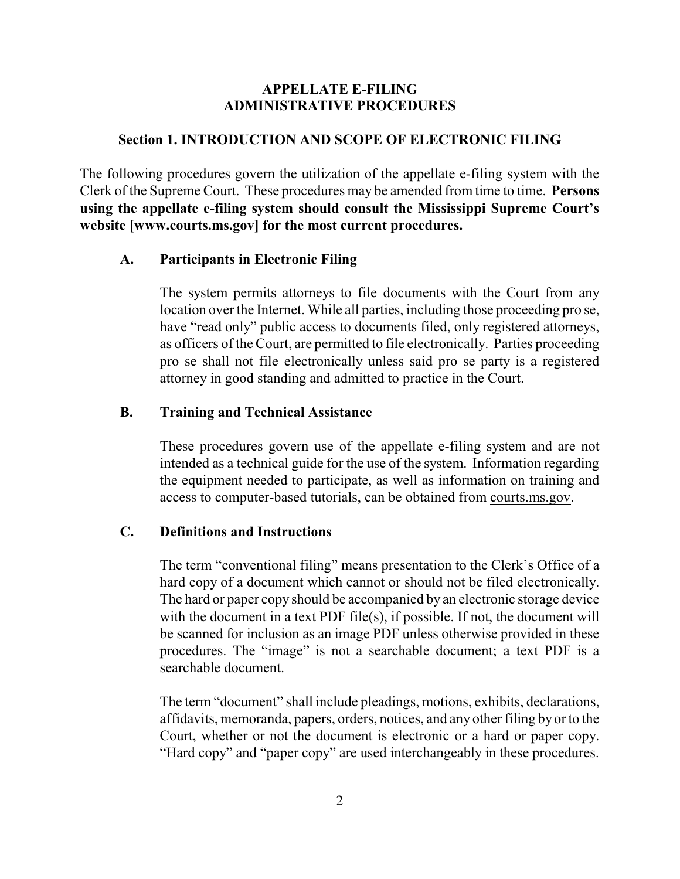# APPELLATE E-FILING ADMINISTRATIVE PROCEDURES

## Section 1. INTRODUCTION AND SCOPE OF ELECTRONIC FILING

The following procedures govern the utilization of the appellate e-filing system with the Clerk of the Supreme Court. These procedures may be amended from time to time. **Persons using the appellate e-filing system should consult the Mississippi Supreme Court's website [www.courts.ms.gov] for the most current procedures.**

### A. Participants in Electronic Filing

The system permits attorneys to file documents with the Court from any location over the Internet. While all parties, including those proceeding pro se, have "read only" public access to documents filed, only registered attorneys, as officers of the Court, are permitted to file electronically. Parties proceeding pro se shall not file electronically unless said pro se party is a registered attorney in good standing and admitted to practice in the Court.

### B. Training and Technical Assistance

These procedures govern use of the appellate e-filing system and are not intended as a technical guide for the use of the system. Information regarding the equipment needed to participate, as well as information on training and access to computer-based tutorials, can be obtained from courts.ms.gov.

### C. Definitions and Instructions

The term "conventional filing" means presentation to the Clerk's Office of a hard copy of a document which cannot or should not be filed electronically. The hard or paper copy should be accompanied by an electronic storage device with the document in a text PDF file(s), if possible. If not, the document will be scanned for inclusion as an image PDF unless otherwise provided in these procedures. The "image" is not a searchable document; a text PDF is a searchable document.

The term "document" shall include pleadings, motions, exhibits, declarations, affidavits, memoranda, papers, orders, notices, and any other filing by or to the Court, whether or not the document is electronic or a hard or paper copy. "Hard copy" and "paper copy" are used interchangeably in these procedures.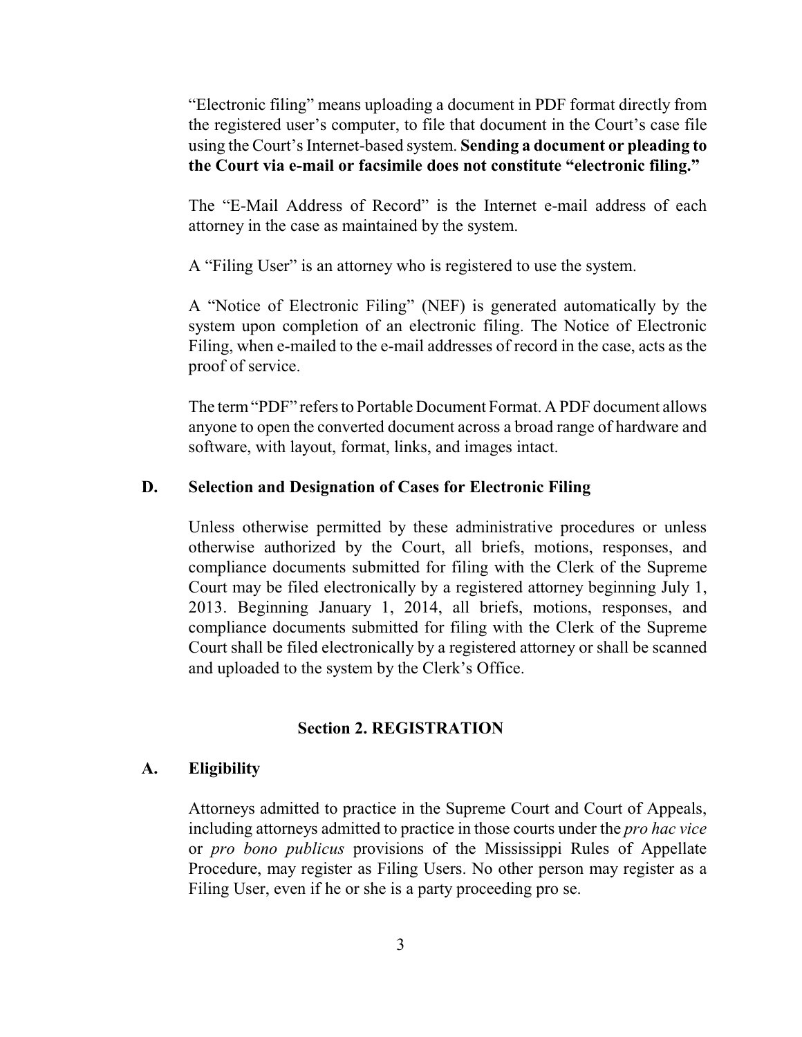"Electronic filing" means uploading a document in PDF format directly from the registered user's computer, to file that document in the Court's case file using the Court's Internet-based system. **Sending a document or pleading to the Court via e-mail or facsimile does not constitute "electronic filing."**

The "E-Mail Address of Record" is the Internet e-mail address of each attorney in the case as maintained by the system.

A "Filing User" is an attorney who is registered to use the system.

A "Notice of Electronic Filing" (NEF) is generated automatically by the system upon completion of an electronic filing. The Notice of Electronic Filing, when e-mailed to the e-mail addresses of record in the case, acts as the proof of service.

The term "PDF" refers to Portable Document Format. A PDF document allows anyone to open the converted document across a broad range of hardware and software, with layout, format, links, and images intact.

### D. Selection and Designation of Cases for Electronic Filing

Unless otherwise permitted by these administrative procedures or unless otherwise authorized by the Court, all briefs, motions, responses, and compliance documents submitted for filing with the Clerk of the Supreme Court may be filed electronically by a registered attorney beginning July 1, 2013. Beginning January 1, 2014, all briefs, motions, responses, and compliance documents submitted for filing with the Clerk of the Supreme Court shall be filed electronically by a registered attorney or shall be scanned and uploaded to the system by the Clerk's Office.

## Section 2. REGISTRATION

### A. Eligibility

Attorneys admitted to practice in the Supreme Court and Court of Appeals, including attorneys admitted to practice in those courts under the *pro hac vice* or *pro bono publicus* provisions of the Mississippi Rules of Appellate Procedure, may register as Filing Users. No other person may register as a Filing User, even if he or she is a party proceeding pro se.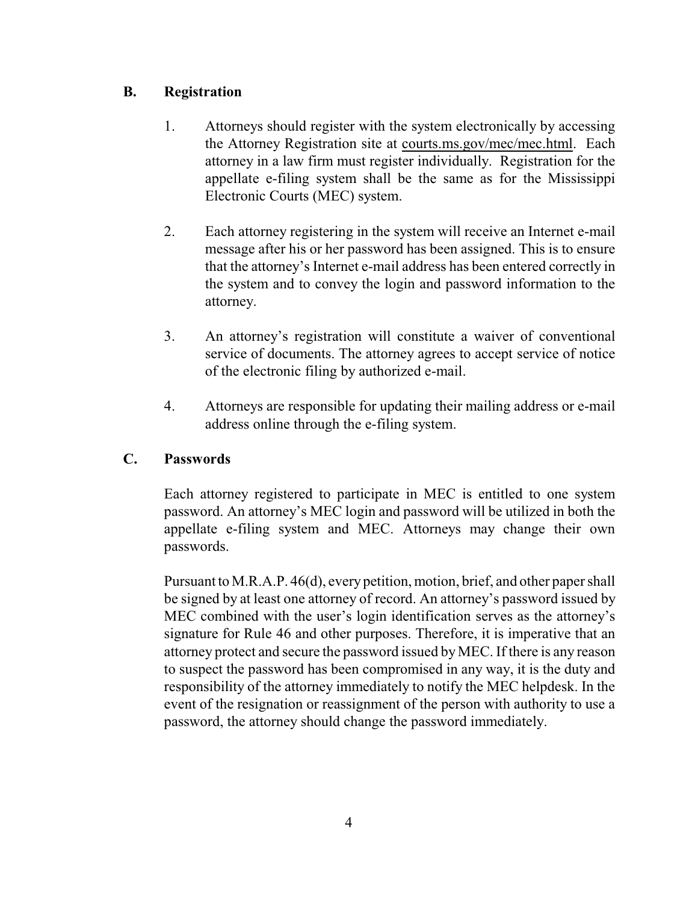## B. Registration

1. Attorneys should register with the system electronically by accessing the Attorney Registration site at courts.ms.gov/mec/mec.html. Each attorney in a law firm must register individually. Registration for the appellate e-filing system shall be the same as for the Mississippi Electronic Courts (MEC) system.

2. Each attorney registering in the system will receive an Internet e-mail message after his or her password has been assigned. This is to ensure that the attorney's Internet e-mail address has been entered correctly in the system and to convey the login and password information to the attorney.

3. An attorney's registration will constitute a waiver of conventional service of documents. The attorney agrees to accept service of notice of the electronic filing by authorized e-mail.

4. Attorneys are responsible for updating their mailing address or e-mail address online through the e-filing system.

## C. Passwords

Each attorney registered to participate in MEC is entitled to one system password. An attorney's MEC login and password will be utilized in both the appellate e-filing system and MEC. Attorneys may change their own passwords.

Pursuant to M.R.A.P. 46(d), every petition, motion, brief, and other paper shall be signed by at least one attorney of record. An attorney's password issued by MEC combined with the user's login identification serves as the attorney's signature for Rule 46 and other purposes. Therefore, it is imperative that an attorney protect and secure the password issued by MEC. If there is any reason to suspect the password has been compromised in any way, it is the duty and responsibility of the attorney immediately to notify the MEC helpdesk. In the event of the resignation or reassignment of the person with authority to use a password, the attorney should change the password immediately.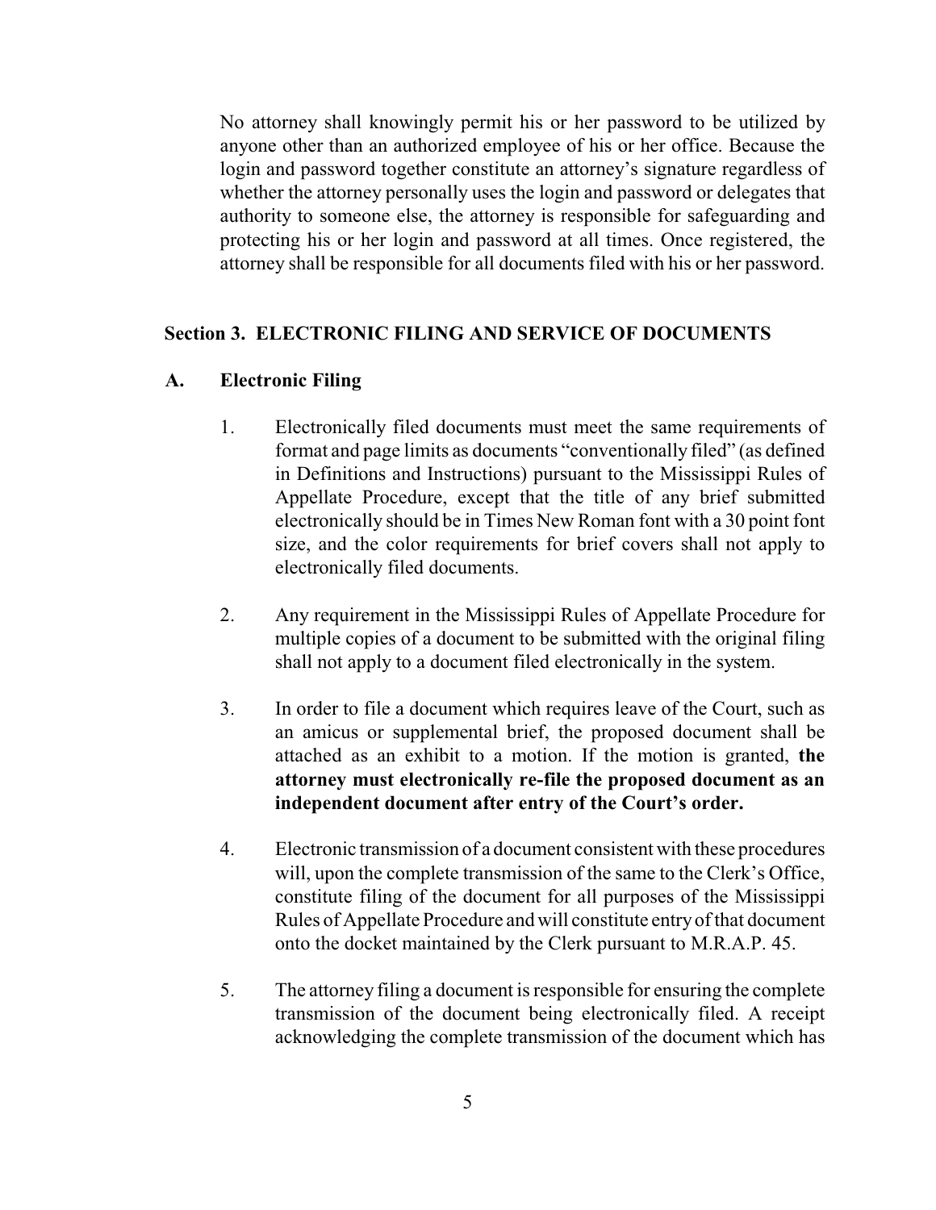No attorney shall knowingly permit his or her password to be utilized by anyone other than an authorized employee of his or her office. Because the login and password together constitute an attorney's signature regardless of whether the attorney personally uses the login and password or delegates that authority to someone else, the attorney is responsible for safeguarding and protecting his or her login and password at all times. Once registered, the attorney shall be responsible for all documents filed with his or her password.

## Section 3. ELECTRONIC FILING AND SERVICE OF DOCUMENTS

### A. Electronic Filing

1. Electronically filed documents must meet the same requirements of format and page limits as documents "conventionally filed" (as defined in Definitions and Instructions) pursuant to the Mississippi Rules of Appellate Procedure, except that the title of any brief submitted electronically should be in Times New Roman font with a 30 point font size, and the color requirements for brief covers shall not apply to electronically filed documents.

2. Any requirement in the Mississippi Rules of Appellate Procedure for multiple copies of a document to be submitted with the original filing shall not apply to a document filed electronically in the system.

3. In order to file a document which requires leave of the Court, such as an amicus or supplemental brief, the proposed document shall be attached as an exhibit to a motion. If the motion is granted, **the attorney must electronically re-file the proposed document as an independent document after entry of the Court's order.**

4. Electronic transmission of a document consistent with these procedures will, upon the complete transmission of the same to the Clerk's Office, constitute filing of the document for all purposes of the Mississippi Rules of Appellate Procedure and will constitute entry of that document onto the docket maintained by the Clerk pursuant to M.R.A.P. 45.

5. The attorney filing a document is responsible for ensuring the complete transmission of the document being electronically filed. A receipt acknowledging the complete transmission of the document which has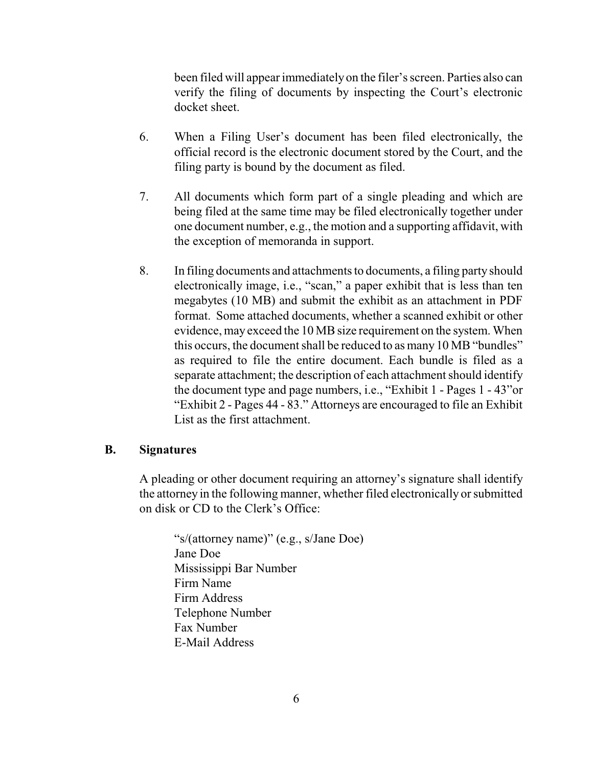been filed will appear immediately on the filer's screen. Parties also can verify the filing of documents by inspecting the Court's electronic docket sheet.

6. When a Filing User's document has been filed electronically, the official record is the electronic document stored by the Court, and the filing party is bound by the document as filed.

7. All documents which form part of a single pleading and which are being filed at the same time may be filed electronically together under one document number, e.g., the motion and a supporting affidavit, with the exception of memoranda in support.

8. In filing documents and attachments to documents, a filing party should electronically image, i.e., "scan," a paper exhibit that is less than ten megabytes (10 MB) and submit the exhibit as an attachment in PDF format. Some attached documents, whether a scanned exhibit or other evidence, may exceed the 10 MB size requirement on the system. When this occurs, the document shall be reduced to as many 10 MB "bundles" as required to file the entire document. Each bundle is filed as a separate attachment; the description of each attachment should identify the document type and page numbers, i.e., "Exhibit 1 - Pages 1 - 43"or "Exhibit 2 - Pages 44 - 83." Attorneys are encouraged to file an Exhibit List as the first attachment.

## B. Signatures

A pleading or other document requiring an attorney's signature shall identify the attorney in the following manner, whether filed electronically or submitted on disk or CD to the Clerk's Office:

> "s/(attorney name)" (e.g., s/Jane Doe)
> Jane Doe
> Mississippi Bar Number
> Firm Name
> Firm Address
> Telephone Number
> Fax Number
> E-Mail Address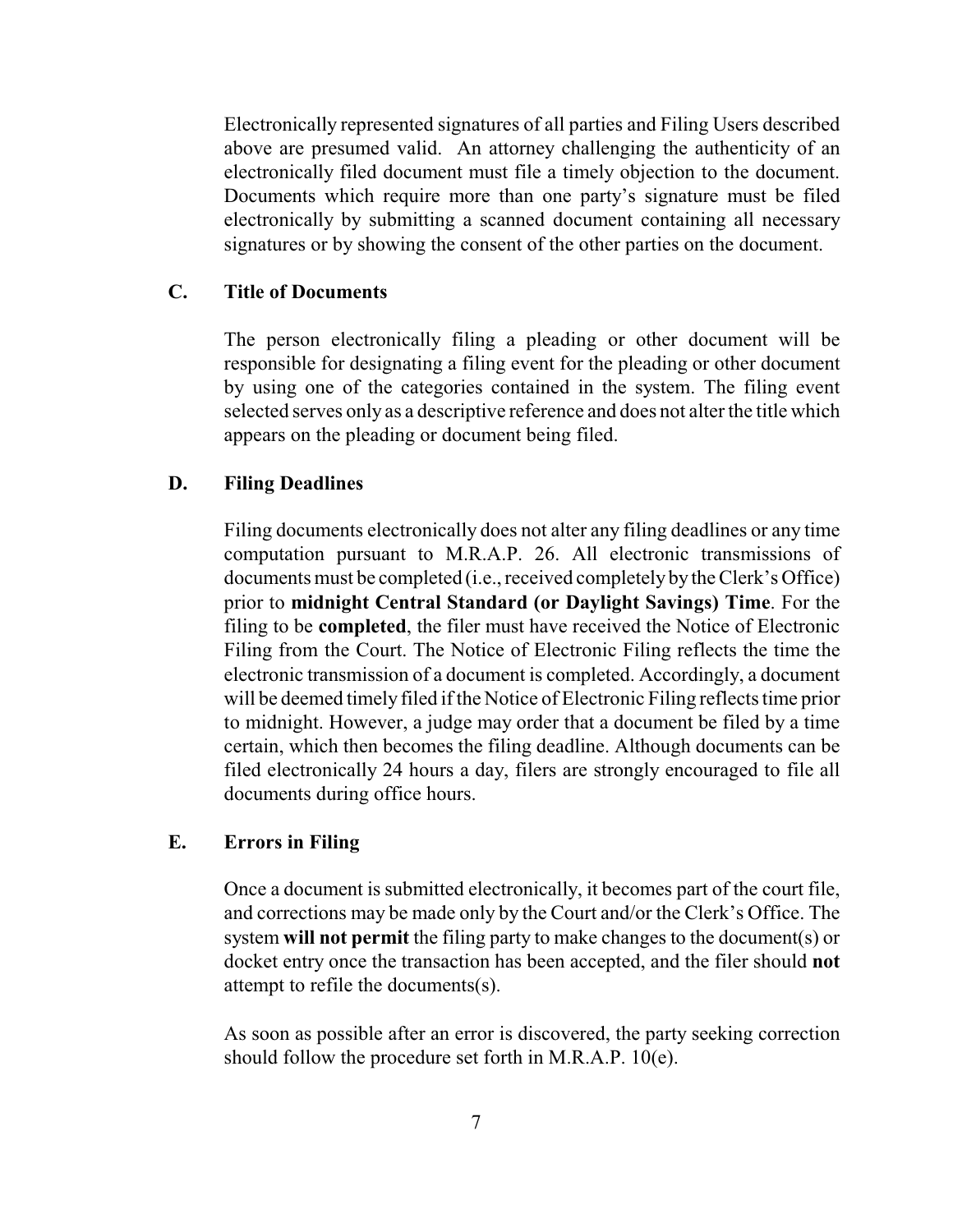Electronically represented signatures of all parties and Filing Users described above are presumed valid. An attorney challenging the authenticity of an electronically filed document must file a timely objection to the document. Documents which require more than one party's signature must be filed electronically by submitting a scanned document containing all necessary signatures or by showing the consent of the other parties on the document.

### C. Title of Documents

The person electronically filing a pleading or other document will be responsible for designating a filing event for the pleading or other document by using one of the categories contained in the system. The filing event selected serves only as a descriptive reference and does not alter the title which appears on the pleading or document being filed.

### D. Filing Deadlines

Filing documents electronically does not alter any filing deadlines or any time computation pursuant to M.R.A.P. 26. All electronic transmissions of documents must be completed (i.e., received completely by the Clerk's Office) prior to **midnight Central Standard (or Daylight Savings) Time**. For the filing to be **completed**, the filer must have received the Notice of Electronic Filing from the Court. The Notice of Electronic Filing reflects the time the electronic transmission of a document is completed. Accordingly, a document will be deemed timely filed if the Notice of Electronic Filing reflects time prior to midnight. However, a judge may order that a document be filed by a time certain, which then becomes the filing deadline. Although documents can be filed electronically 24 hours a day, filers are strongly encouraged to file all documents during office hours.

### E. Errors in Filing

Once a document is submitted electronically, it becomes part of the court file, and corrections may be made only by the Court and/or the Clerk's Office. The system **will not permit** the filing party to make changes to the document(s) or docket entry once the transaction has been accepted, and the filer should **not** attempt to refile the documents(s).

As soon as possible after an error is discovered, the party seeking correction should follow the procedure set forth in M.R.A.P. 10(e).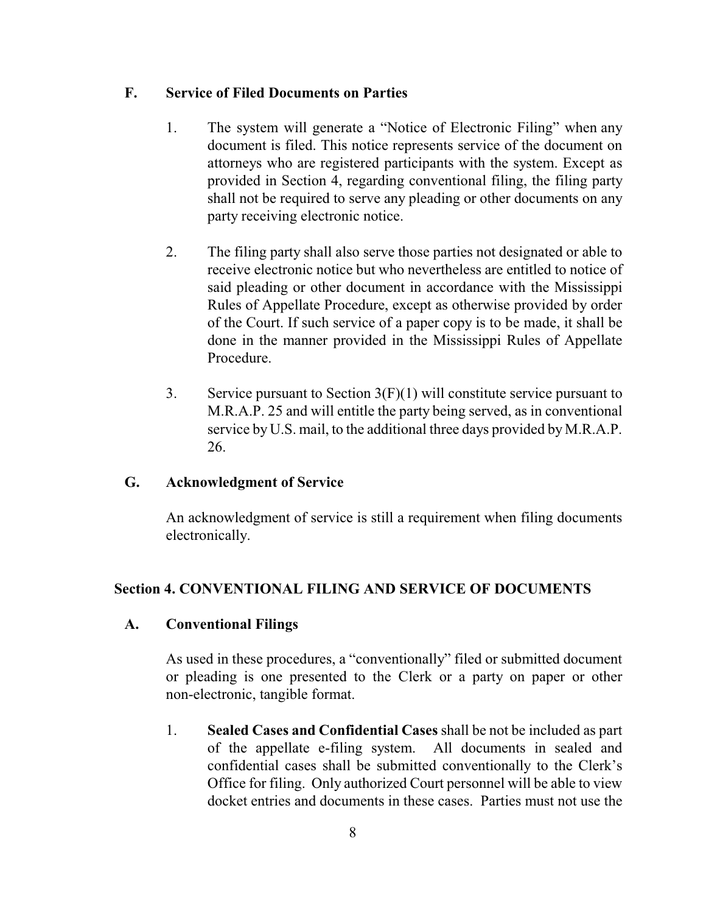### F. Service of Filed Documents on Parties

1. The system will generate a "Notice of Electronic Filing" when any document is filed. This notice represents service of the document on attorneys who are registered participants with the system. Except as provided in Section 4, regarding conventional filing, the filing party shall not be required to serve any pleading or other documents on any party receiving electronic notice.

2. The filing party shall also serve those parties not designated or able to receive electronic notice but who nevertheless are entitled to notice of said pleading or other document in accordance with the Mississippi Rules of Appellate Procedure, except as otherwise provided by order of the Court. If such service of a paper copy is to be made, it shall be done in the manner provided in the Mississippi Rules of Appellate Procedure.

3. Service pursuant to Section 3(F)(1) will constitute service pursuant to M.R.A.P. 25 and will entitle the party being served, as in conventional service by U.S. mail, to the additional three days provided by M.R.A.P. 26.

### G. Acknowledgment of Service

An acknowledgment of service is still a requirement when filing documents electronically.

## Section 4. CONVENTIONAL FILING AND SERVICE OF DOCUMENTS

### A. Conventional Filings

As used in these procedures, a "conventionally" filed or submitted document or pleading is one presented to the Clerk or a party on paper or other non-electronic, tangible format.

1. **Sealed Cases and Confidential Cases** shall be not be included as part of the appellate e-filing system. All documents in sealed and confidential cases shall be submitted conventionally to the Clerk's Office for filing. Only authorized Court personnel will be able to view docket entries and documents in these cases. Parties must not use the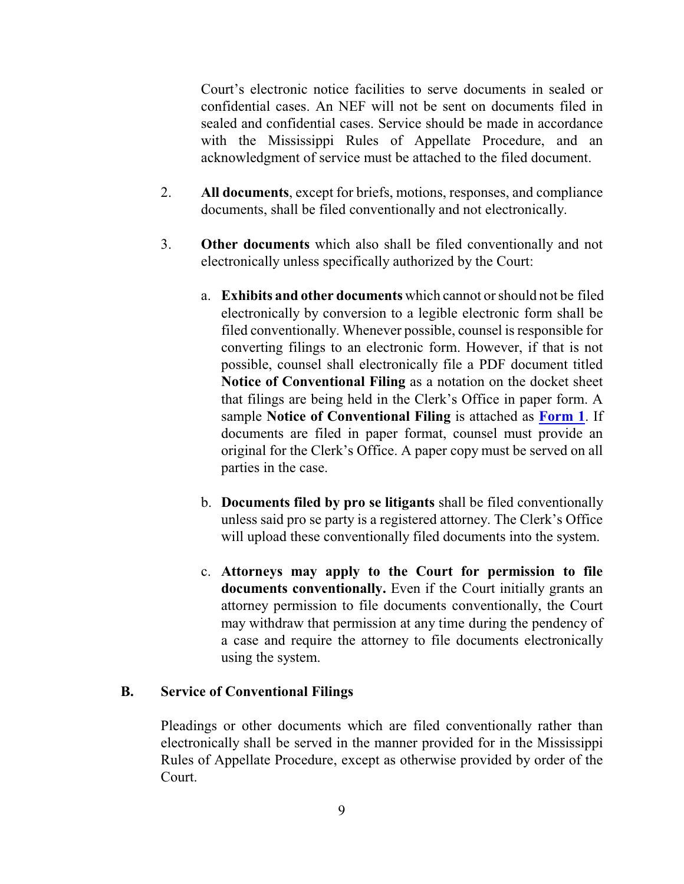Court's electronic notice facilities to serve documents in sealed or confidential cases. An NEF will not be sent on documents filed in sealed and confidential cases. Service should be made in accordance with the Mississippi Rules of Appellate Procedure, and an acknowledgment of service must be attached to the filed document.

2. **All documents**, except for briefs, motions, responses, and compliance documents, shall be filed conventionally and not electronically.

3. **Other documents** which also shall be filed conventionally and not electronically unless specifically authorized by the Court:

   a. **Exhibits and other documents** which cannot or should not be filed electronically by conversion to a legible electronic form shall be filed conventionally. Whenever possible, counsel is responsible for converting filings to an electronic form. However, if that is not possible, counsel shall electronically file a PDF document titled **Notice of Conventional Filing** as a notation on the docket sheet that filings are being held in the Clerk's Office in paper form. A sample **Notice of Conventional Filing** is attached as **Form 1**. If documents are filed in paper format, counsel must provide an original for the Clerk's Office. A paper copy must be served on all parties in the case.

   b. **Documents filed by pro se litigants** shall be filed conventionally unless said pro se party is a registered attorney. The Clerk's Office will upload these conventionally filed documents into the system.

   c. **Attorneys may apply to the Court for permission to file documents conventionally.** Even if the Court initially grants an attorney permission to file documents conventionally, the Court may withdraw that permission at any time during the pendency of a case and require the attorney to file documents electronically using the system.

## B. Service of Conventional Filings

Pleadings or other documents which are filed conventionally rather than electronically shall be served in the manner provided for in the Mississippi Rules of Appellate Procedure, except as otherwise provided by order of the Court.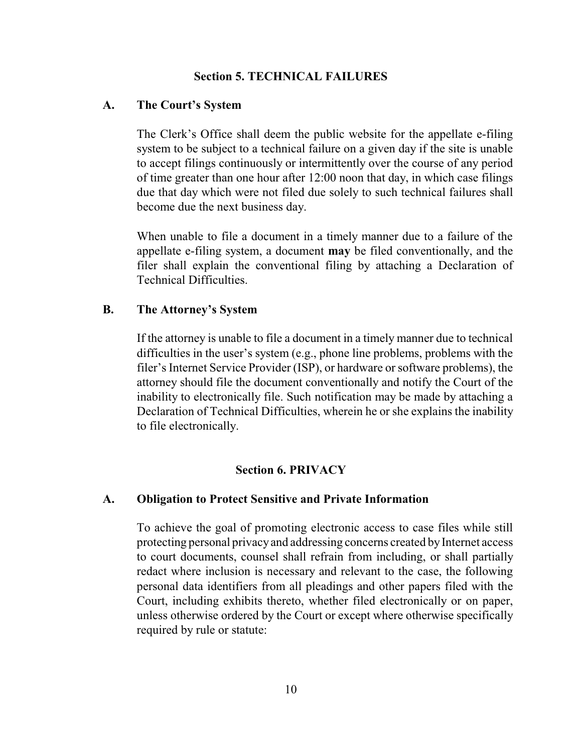## Section 5. TECHNICAL FAILURES

### A. The Court's System

The Clerk's Office shall deem the public website for the appellate e-filing system to be subject to a technical failure on a given day if the site is unable to accept filings continuously or intermittently over the course of any period of time greater than one hour after 12:00 noon that day, in which case filings due that day which were not filed due solely to such technical failures shall become due the next business day.

When unable to file a document in a timely manner due to a failure of the appellate e-filing system, a document **may** be filed conventionally, and the filer shall explain the conventional filing by attaching a Declaration of Technical Difficulties.

### B. The Attorney's System

If the attorney is unable to file a document in a timely manner due to technical difficulties in the user's system (e.g., phone line problems, problems with the filer's Internet Service Provider (ISP), or hardware or software problems), the attorney should file the document conventionally and notify the Court of the inability to electronically file. Such notification may be made by attaching a Declaration of Technical Difficulties, wherein he or she explains the inability to file electronically.

## Section 6. PRIVACY

### A. Obligation to Protect Sensitive and Private Information

To achieve the goal of promoting electronic access to case files while still protecting personal privacy and addressing concerns created by Internet access to court documents, counsel shall refrain from including, or shall partially redact where inclusion is necessary and relevant to the case, the following personal data identifiers from all pleadings and other papers filed with the Court, including exhibits thereto, whether filed electronically or on paper, unless otherwise ordered by the Court or except where otherwise specifically required by rule or statute: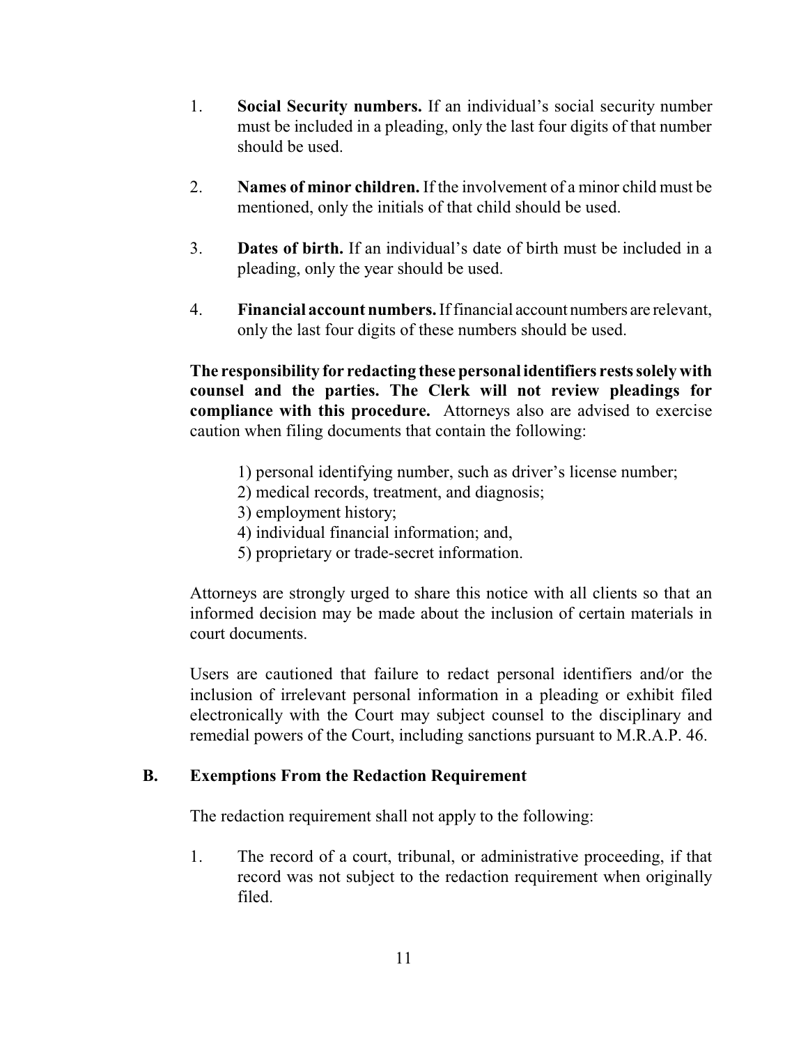1. **Social Security numbers.** If an individual's social security number must be included in a pleading, only the last four digits of that number should be used.

2. **Names of minor children.** If the involvement of a minor child must be mentioned, only the initials of that child should be used.

3. **Dates of birth.** If an individual's date of birth must be included in a pleading, only the year should be used.

4. **Financial account numbers.** If financial account numbers are relevant, only the last four digits of these numbers should be used.

**The responsibility for redacting these personal identifiers rests solely with counsel and the parties. The Clerk will not review pleadings for compliance with this procedure.** Attorneys also are advised to exercise caution when filing documents that contain the following:

1) personal identifying number, such as driver's license number;
2) medical records, treatment, and diagnosis;
3) employment history;
4) individual financial information; and,
5) proprietary or trade-secret information.

Attorneys are strongly urged to share this notice with all clients so that an informed decision may be made about the inclusion of certain materials in court documents.

Users are cautioned that failure to redact personal identifiers and/or the inclusion of irrelevant personal information in a pleading or exhibit filed electronically with the Court may subject counsel to the disciplinary and remedial powers of the Court, including sanctions pursuant to M.R.A.P. 46.

### B. Exemptions From the Redaction Requirement

The redaction requirement shall not apply to the following:

1. The record of a court, tribunal, or administrative proceeding, if that record was not subject to the redaction requirement when originally filed.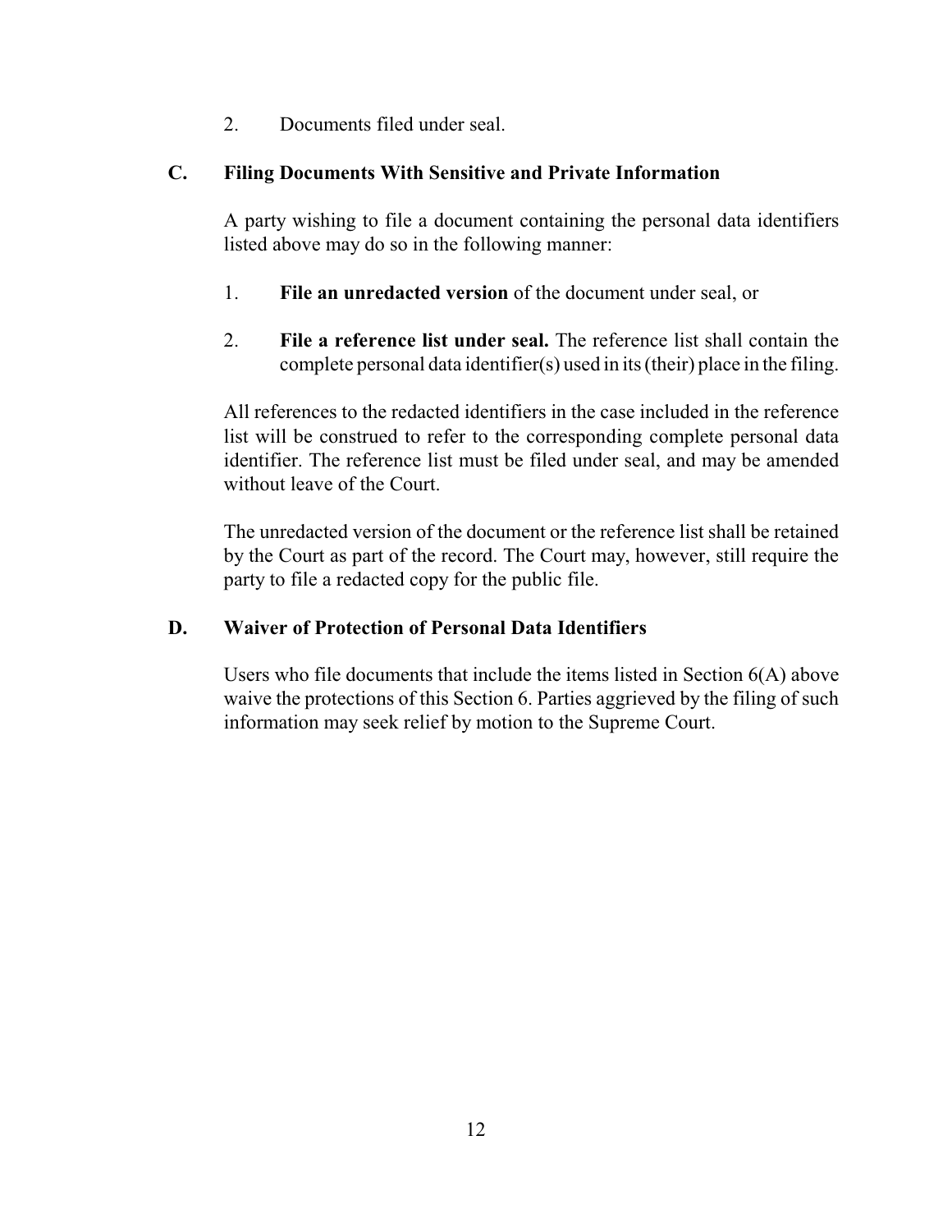2. Documents filed under seal.

### C. Filing Documents With Sensitive and Private Information

A party wishing to file a document containing the personal data identifiers listed above may do so in the following manner:

1. **File an unredacted version** of the document under seal, or

2. **File a reference list under seal.** The reference list shall contain the complete personal data identifier(s) used in its (their) place in the filing.

All references to the redacted identifiers in the case included in the reference list will be construed to refer to the corresponding complete personal data identifier. The reference list must be filed under seal, and may be amended without leave of the Court.

The unredacted version of the document or the reference list shall be retained by the Court as part of the record. The Court may, however, still require the party to file a redacted copy for the public file.

### D. Waiver of Protection of Personal Data Identifiers

Users who file documents that include the items listed in Section 6(A) above waive the protections of this Section 6. Parties aggrieved by the filing of such information may seek relief by motion to the Supreme Court.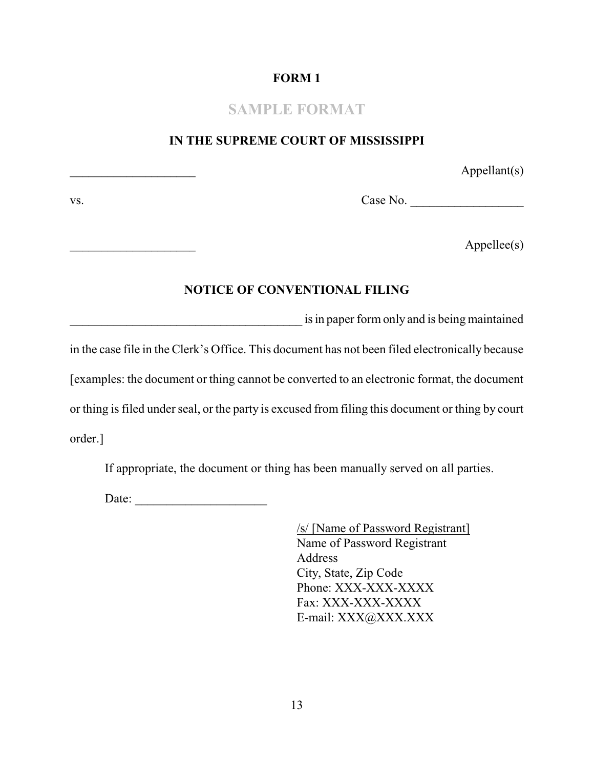**FORM 1**

**SAMPLE FORMAT**

**IN THE SUPREME COURT OF MISSISSIPPI**

____________________ Appellant(s)

vs. Case No. __________________

____________________ Appellee(s)

**NOTICE OF CONVENTIONAL FILING**

_____________________________________ is in paper form only and is being maintained in the case file in the Clerk's Office. This document has not been filed electronically because [examples: the document or thing cannot be converted to an electronic format, the document or thing is filed under seal, or the party is excused from filing this document or thing by court order.]

If appropriate, the document or thing has been manually served on all parties.

Date: _____________________

/s/ [Name of Password Registrant]
Name of Password Registrant
Address
City, State, Zip Code
Phone: XXX-XXX-XXXX
Fax: XXX-XXX-XXXX
E-mail: XXX@XXX.XXX